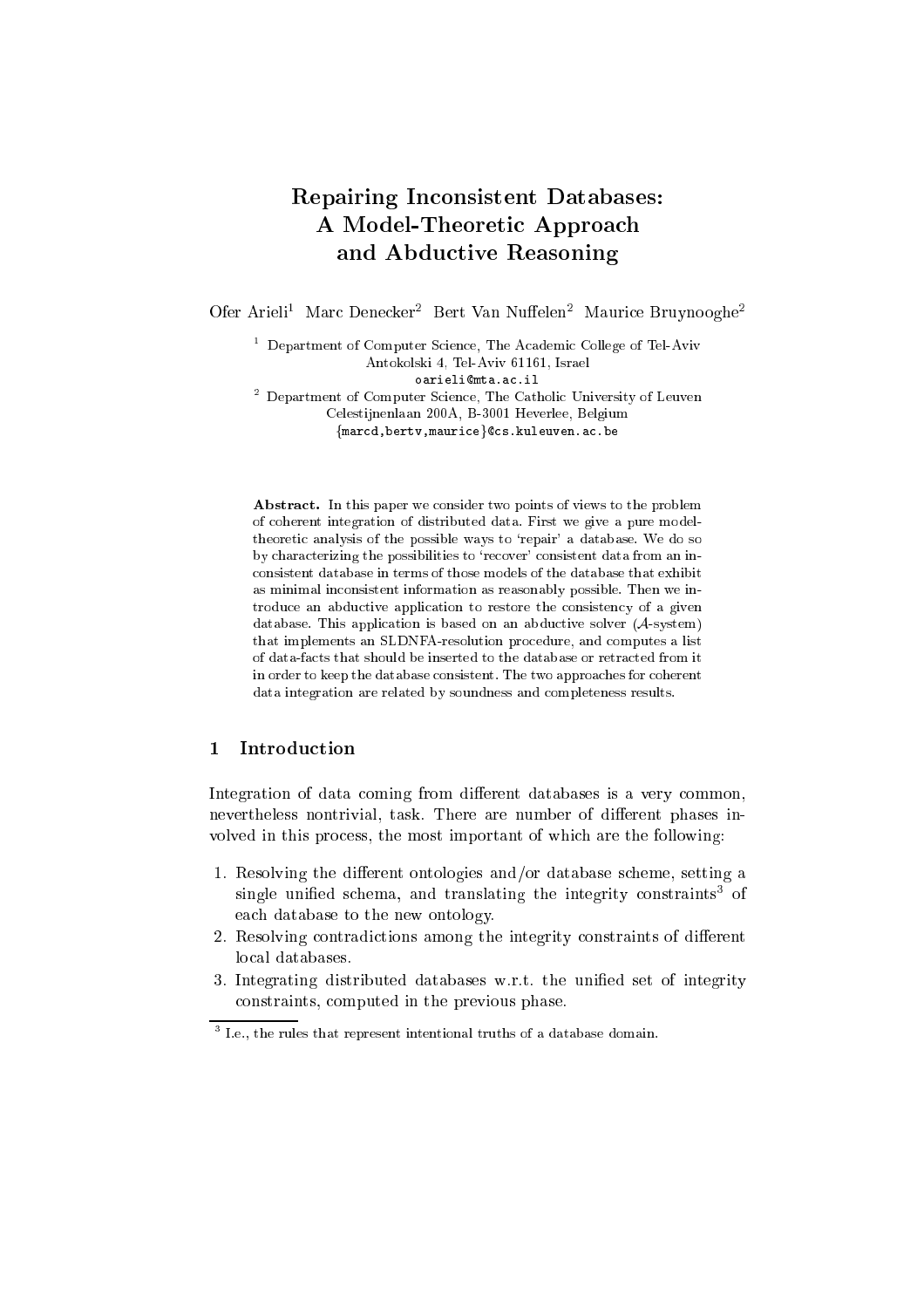# Repairing Inconsistent Databases: A Model-Theoretic Approach and Abductive Reasoning

Ofer Arieli[1] Marc Denecker[2] Bert Van Nuffelen[2] Maurice Bruynooghe[2]

[1] Department of Computer Science, The Academic College of Tel-Aviv
Antokolski 4, Tel-Aviv 61161, Israel
oarieli@mta.ac.il

[2] Department of Computer Science, The Catholic University of Leuven
Celestijnenlaan 200A, B-3001 Heverlee, Belgium
{marcd,bertv,maurice}@cs.kuleuven.ac.be

**Abstract.** In this paper we consider two points of views to the problem of coherent integration of distributed data. First we give a pure model-theoretic analysis of the possible ways to 'repair' a database. We do so by characterizing the possibilities to 'recover' consistent data from an inconsistent database in terms of those models of the database that exhibit as minimal inconsistent information as reasonably possible. Then we introduce an abductive application to restore the consistency of a given database. This application is based on an abductive solver ($\mathcal{A}$-system) that implements an SLDNFA-resolution procedure, and computes a list of data-facts that should be inserted to the database or retracted from it in order to keep the database consistent. The two approaches for coherent data integration are related by soundness and completeness results.

## 1 Introduction

Integration of data coming from different databases is a very common, nevertheless nontrivial, task. There are number of different phases involved in this process, the most important of which are the following:

1. Resolving the different ontologies and/or database scheme, setting a single unified schema, and translating the integrity constraints[3] of each database to the new ontology.
2. Resolving contradictions among the integrity constraints of different local databases.
3. Integrating distributed databases w.r.t. the unified set of integrity constraints, computed in the previous phase.

[3] I.e., the rules that represent intentional truths of a database domain.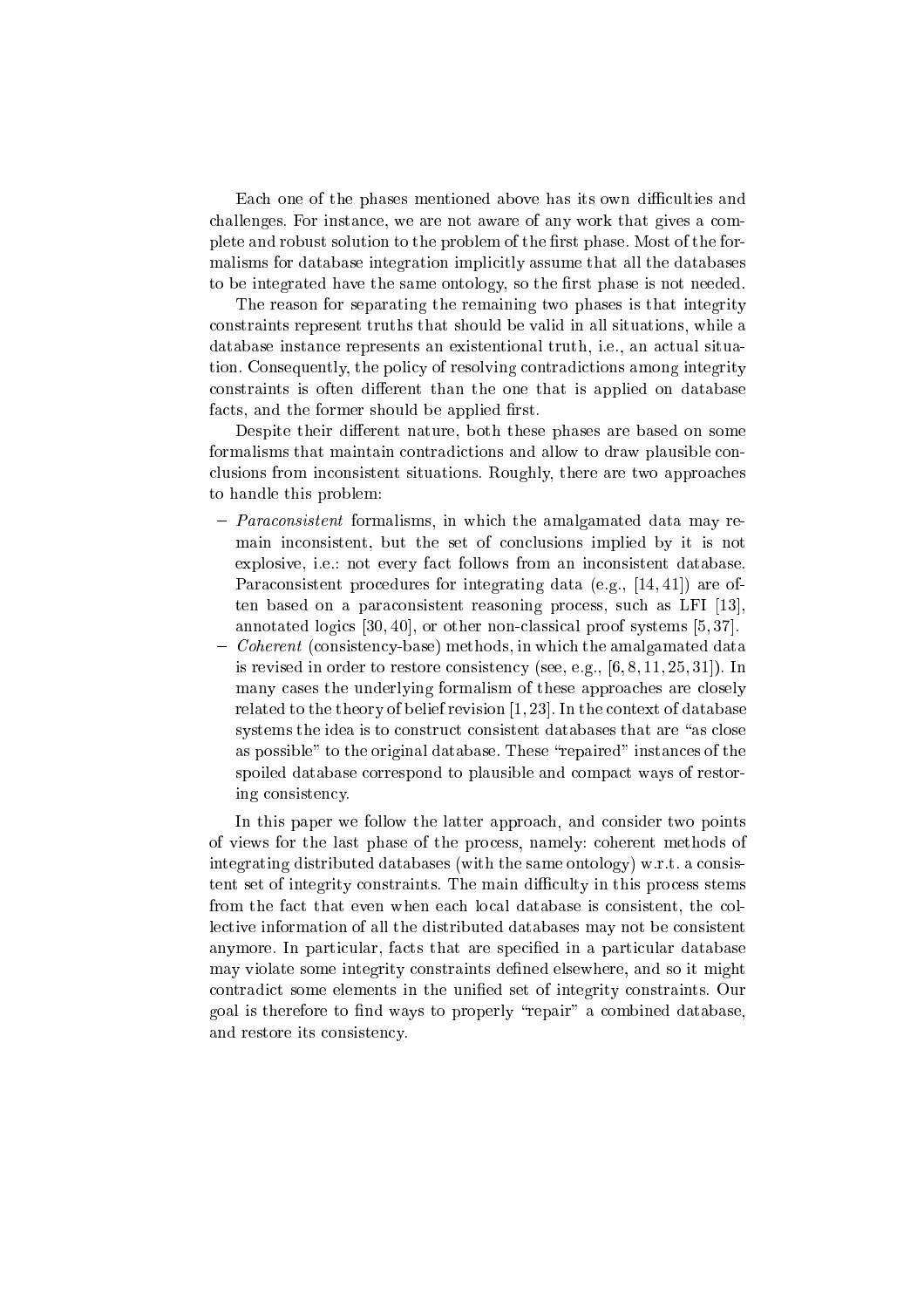Each one of the phases mentioned above has its own difficulties and challenges. For instance, we are not aware of any work that gives a complete and robust solution to the problem of the first phase. Most of the formalisms for database integration implicitly assume that all the databases to be integrated have the same ontology, so the first phase is not needed.

The reason for separating the remaining two phases is that integrity constraints represent truths that should be valid in all situations, while a database instance represents an existentional truth, i.e., an actual situation. Consequently, the policy of resolving contradictions among integrity constraints is often different than the one that is applied on database facts, and the former should be applied first.

Despite their different nature, both these phases are based on some formalisms that maintain contradictions and allow to draw plausible conclusions from inconsistent situations. Roughly, there are two approaches to handle this problem:

- *Paraconsistent* formalisms, in which the amalgamated data may remain inconsistent, but the set of conclusions implied by it is not explosive, i.e.: not every fact follows from an inconsistent database. Paraconsistent procedures for integrating data (e.g., [14, 41]) are often based on a paraconsistent reasoning process, such as LFI [13], annotated logics [30, 40], or other non-classical proof systems [5, 37].
- *Coherent* (consistency-base) methods, in which the amalgamated data is revised in order to restore consistency (see, e.g., [6, 8, 11, 25, 31]). In many cases the underlying formalism of these approaches are closely related to the theory of belief revision [1, 23]. In the context of database systems the idea is to construct consistent databases that are "as close as possible" to the original database. These "repaired" instances of the spoiled database correspond to plausible and compact ways of restoring consistency.

In this paper we follow the latter approach, and consider two points of views for the last phase of the process, namely: coherent methods of integrating distributed databases (with the same ontology) w.r.t. a consistent set of integrity constraints. The main difficulty in this process stems from the fact that even when each local database is consistent, the collective information of all the distributed databases may not be consistent anymore. In particular, facts that are specified in a particular database may violate some integrity constraints defined elsewhere, and so it might contradict some elements in the unified set of integrity constraints. Our goal is therefore to find ways to properly "repair" a combined database, and restore its consistency.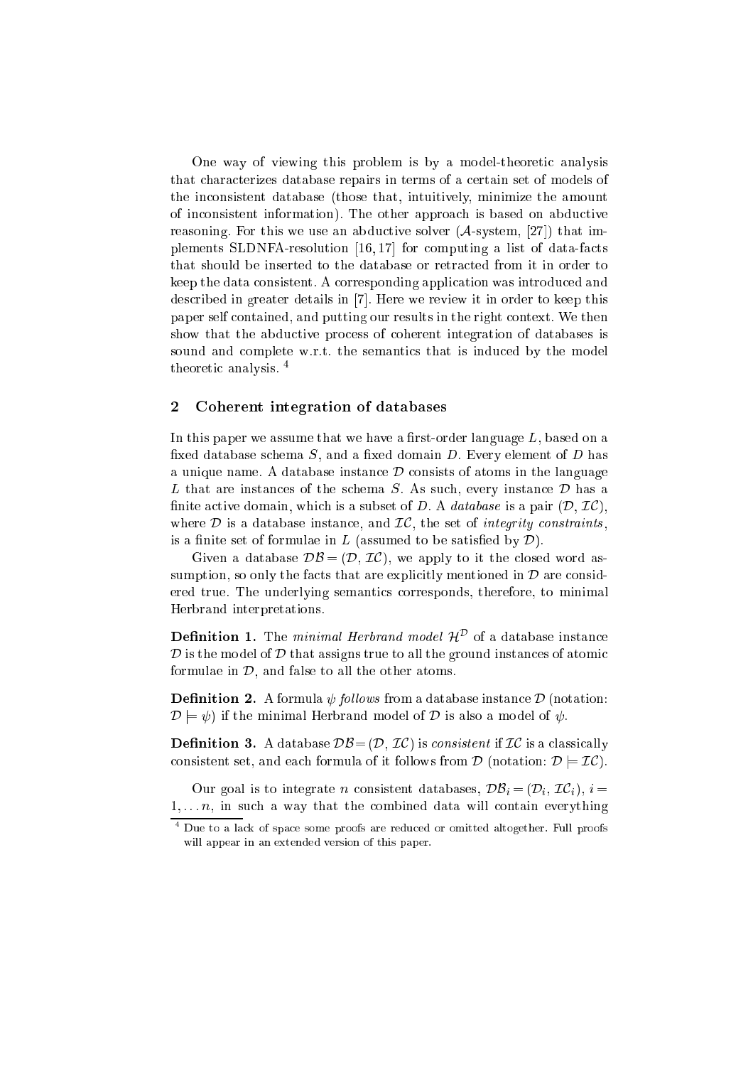One way of viewing this problem is by a model-theoretic analysis that characterizes database repairs in terms of a certain set of models of the inconsistent database (those that, intuitively, minimize the amount of inconsistent information). The other approach is based on abductive reasoning. For this we use an abductive solver ($\mathcal{A}$-system, [27]) that implements SLDNFA-resolution [16, 17] for computing a list of data-facts that should be inserted to the database or retracted from it in order to keep the data consistent. A corresponding application was introduced and described in greater details in [7]. Here we review it in order to keep this paper self contained, and putting our results in the right context. We then show that the abductive process of coherent integration of databases is sound and complete w.r.t. the semantics that is induced by the model theoretic analysis. [4]

## 2 Coherent integration of databases

In this paper we assume that we have a first-order language $L$, based on a fixed database schema $S$, and a fixed domain $D$. Every element of $D$ has a unique name. A database instance $\mathcal{D}$ consists of atoms in the language $L$ that are instances of the schema $S$. As such, every instance $\mathcal{D}$ has a finite active domain, which is a subset of $D$. A *database* is a pair $(\mathcal{D}, \mathcal{IC})$, where $\mathcal{D}$ is a database instance, and $\mathcal{IC}$, the set of *integrity constraints*, is a finite set of formulae in $L$ (assumed to be satisfied by $\mathcal{D}$).

Given a database $\mathcal{DB} = (\mathcal{D}, \mathcal{IC})$, we apply to it the closed word assumption, so only the facts that are explicitly mentioned in $\mathcal{D}$ are considered true. The underlying semantics corresponds, therefore, to minimal Herbrand interpretations.

**Definition 1.** The *minimal Herbrand model* $\mathcal{H}^{\mathcal{D}}$ of a database instance $\mathcal{D}$ is the model of $\mathcal{D}$ that assigns true to all the ground instances of atomic formulae in $\mathcal{D}$, and false to all the other atoms.

**Definition 2.** A formula $\psi$ *follows* from a database instance $\mathcal{D}$ (notation: $\mathcal{D} \models \psi$) if the minimal Herbrand model of $\mathcal{D}$ is also a model of $\psi$.

**Definition 3.** A database $\mathcal{DB} = (\mathcal{D}, \mathcal{IC})$ is *consistent* if $\mathcal{IC}$ is a classically consistent set, and each formula of it follows from $\mathcal{D}$ (notation: $\mathcal{D} \models \mathcal{IC}$).

Our goal is to integrate $n$ consistent databases, $\mathcal{DB}_i = (\mathcal{D}_i, \mathcal{IC}_i)$, $i = 1, \ldots n$, in such a way that the combined data will contain everything

[4] Due to a lack of space some proofs are reduced or omitted altogether. Full proofs will appear in an extended version of this paper.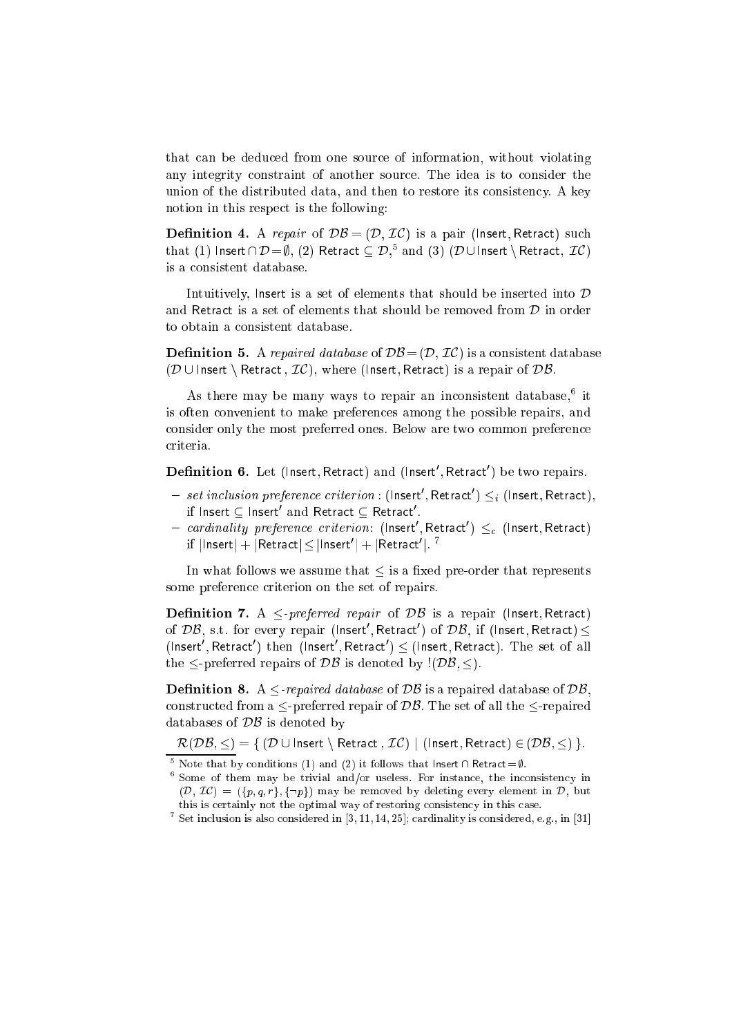that can be deduced from one source of information, without violating any integrity constraint of another source. The idea is to consider the union of the distributed data, and then to restore its consistency. A key notion in this respect is the following:

**Definition 4.** A *repair* of $\mathcal{DB} = (\mathcal{D}, \mathcal{IC})$ is a pair $(\mathsf{Insert}, \mathsf{Retract})$ such that (1) $\mathsf{Insert} \cap \mathcal{D} = \emptyset$, (2) $\mathsf{Retract} \subseteq \mathcal{D}$,[5] and (3) $(\mathcal{D} \cup \mathsf{Insert} \setminus \mathsf{Retract},\ \mathcal{IC})$ is a consistent database.

Intuitively, $\mathsf{Insert}$ is a set of elements that should be inserted into $\mathcal{D}$ and $\mathsf{Retract}$ is a set of elements that should be removed from $\mathcal{D}$ in order to obtain a consistent database.

**Definition 5.** A *repaired database* of $\mathcal{DB} = (\mathcal{D}, \mathcal{IC})$ is a consistent database $(\mathcal{D} \cup \mathsf{Insert} \setminus \mathsf{Retract}\ ,\ \mathcal{IC})$, where $(\mathsf{Insert}, \mathsf{Retract})$ is a repair of $\mathcal{DB}$.

As there may be many ways to repair an inconsistent database,[6] it is often convenient to make preferences among the possible repairs, and consider only the most preferred ones. Below are two common preference criteria.

**Definition 6.** Let $(\mathsf{Insert}, \mathsf{Retract})$ and $(\mathsf{Insert}', \mathsf{Retract}')$ be two repairs.

- *set inclusion preference criterion* : $(\mathsf{Insert}', \mathsf{Retract}') \leq_i (\mathsf{Insert}, \mathsf{Retract})$, if $\mathsf{Insert} \subseteq \mathsf{Insert}'$ and $\mathsf{Retract} \subseteq \mathsf{Retract}'$.
- *cardinality preference criterion*: $(\mathsf{Insert}', \mathsf{Retract}') \leq_c (\mathsf{Insert}, \mathsf{Retract})$ if $|\mathsf{Insert}| + |\mathsf{Retract}| \leq |\mathsf{Insert}'| + |\mathsf{Retract}'|$.[7]

In what follows we assume that $\leq$ is a fixed pre-order that represents some preference criterion on the set of repairs.

**Definition 7.** A $\leq$*-preferred repair* of $\mathcal{DB}$ is a repair $(\mathsf{Insert}, \mathsf{Retract})$ of $\mathcal{DB}$, s.t. for every repair $(\mathsf{Insert}', \mathsf{Retract}')$ of $\mathcal{DB}$, if $(\mathsf{Insert}, \mathsf{Retract}) \leq (\mathsf{Insert}', \mathsf{Retract}')$ then $(\mathsf{Insert}', \mathsf{Retract}') \leq (\mathsf{Insert}, \mathsf{Retract})$. The set of all the $\leq$-preferred repairs of $\mathcal{DB}$ is denoted by $!(\mathcal{DB}, \leq)$.

**Definition 8.** A $\leq$*-repaired database* of $\mathcal{DB}$ is a repaired database of $\mathcal{DB}$, constructed from a $\leq$-preferred repair of $\mathcal{DB}$. The set of all the $\leq$-repaired databases of $\mathcal{DB}$ is denoted by

$$\mathcal{R}(\mathcal{DB}, \leq) = \{\ (\mathcal{D} \cup \mathsf{Insert} \setminus \mathsf{Retract}\ ,\ \mathcal{IC}) \mid (\mathsf{Insert}, \mathsf{Retract}) \in (\mathcal{DB}, \leq)\ \}.$$

---

[5] Note that by conditions (1) and (2) it follows that $\mathsf{Insert} \cap \mathsf{Retract} = \emptyset$.

[6] Some of them may be trivial and/or useless. For instance, the inconsistency in $(\mathcal{D}, \mathcal{IC}) = (\{p, q, r\}, \{\neg p\})$ may be removed by deleting every element in $\mathcal{D}$, but this is certainly not the optimal way of restoring consistency in this case.

[7] Set inclusion is also considered in [3, 11, 14, 25]; cardinality is considered, e.g., in [31]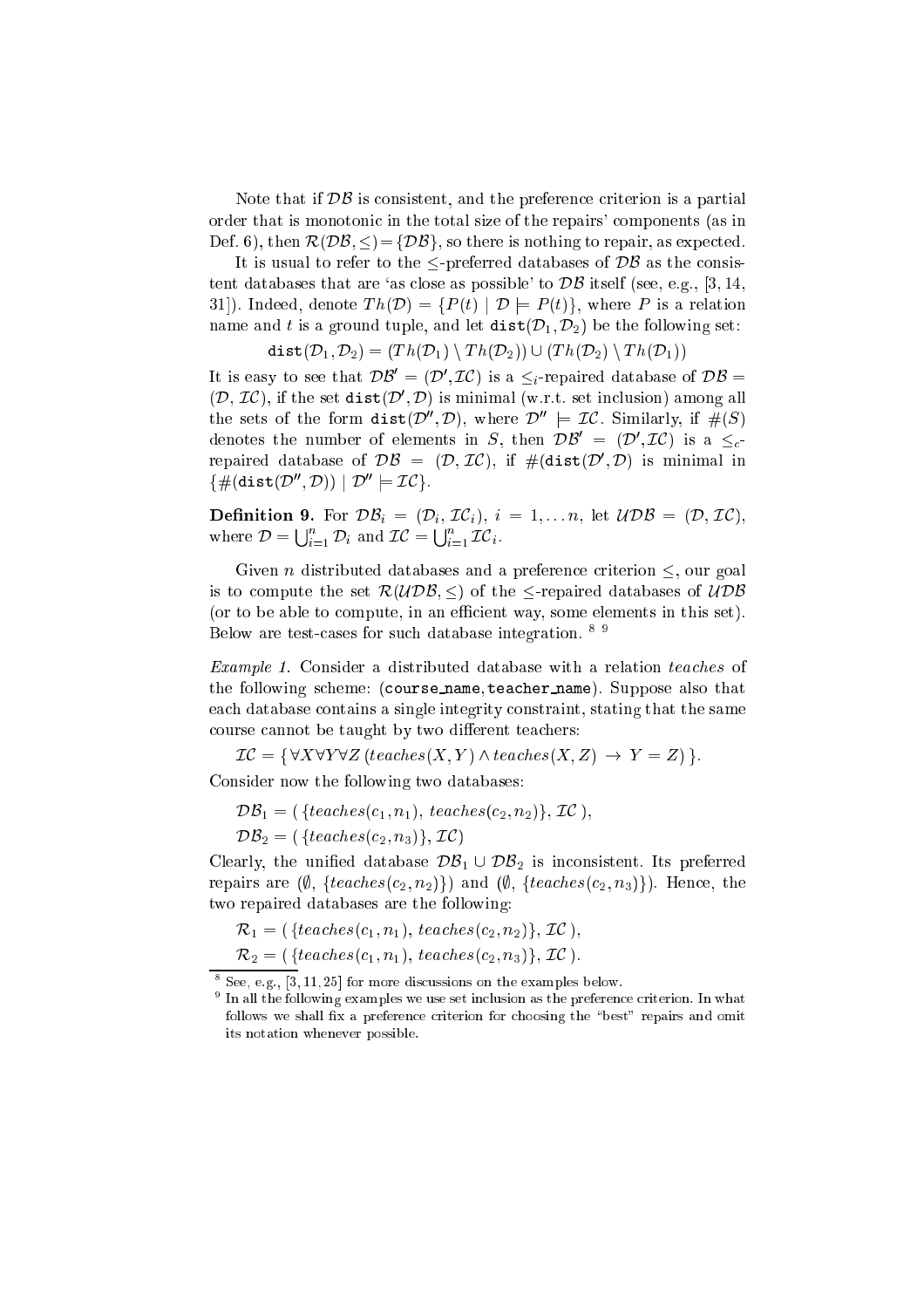Note that if $\mathcal{DB}$ is consistent, and the preference criterion is a partial order that is monotonic in the total size of the repairs' components (as in Def. 6), then $\mathcal{R}(\mathcal{DB}, \leq) = \{\mathcal{DB}\}$, so there is nothing to repair, as expected.

It is usual to refer to the $\leq$-preferred databases of $\mathcal{DB}$ as the consistent databases that are 'as close as possible' to $\mathcal{DB}$ itself (see, e.g., [3, 14, 31]). Indeed, denote $Th(\mathcal{D}) = \{P(t) \mid \mathcal{D} \models P(t)\}$, where $P$ is a relation name and $t$ is a ground tuple, and let $\mathtt{dist}(\mathcal{D}_1, \mathcal{D}_2)$ be the following set:

$$\mathtt{dist}(\mathcal{D}_1, \mathcal{D}_2) = (Th(\mathcal{D}_1) \setminus Th(\mathcal{D}_2)) \cup (Th(\mathcal{D}_2) \setminus Th(\mathcal{D}_1))$$

It is easy to see that $\mathcal{DB}' = (\mathcal{D}', \mathcal{IC})$ is a $\leq_i$-repaired database of $\mathcal{DB} = (\mathcal{D}, \mathcal{IC})$, if the set $\mathtt{dist}(\mathcal{D}', \mathcal{D})$ is minimal (w.r.t. set inclusion) among all the sets of the form $\mathtt{dist}(\mathcal{D}'', \mathcal{D})$, where $\mathcal{D}'' \models \mathcal{IC}$. Similarly, if $\#(S)$ denotes the number of elements in $S$, then $\mathcal{DB}' = (\mathcal{D}', \mathcal{IC})$ is a $\leq_c$-repaired database of $\mathcal{DB} = (\mathcal{D}, \mathcal{IC})$, if $\#(\mathtt{dist}(\mathcal{D}', \mathcal{D})$ is minimal in $\{\#(\mathtt{dist}(\mathcal{D}'', \mathcal{D})) \mid \mathcal{D}'' \models \mathcal{IC}\}$.

**Definition 9.** For $\mathcal{DB}_i = (\mathcal{D}_i, \mathcal{IC}_i)$, $i = 1, \ldots n$, let $\mathcal{UDB} = (\mathcal{D}, \mathcal{IC})$, where $\mathcal{D} = \bigcup_{i=1}^{n} \mathcal{D}_i$ and $\mathcal{IC} = \bigcup_{i=1}^{n} \mathcal{IC}_i$.

Given $n$ distributed databases and a preference criterion $\leq$, our goal is to compute the set $\mathcal{R}(\mathcal{UDB}, \leq)$ of the $\leq$-repaired databases of $\mathcal{UDB}$ (or to be able to compute, in an efficient way, some elements in this set). Below are test-cases for such database integration. [8] [9]

*Example 1.* Consider a distributed database with a relation *teaches* of the following scheme: (`course_name`, `teacher_name`). Suppose also that each database contains a single integrity constraint, stating that the same course cannot be taught by two different teachers:

$$\mathcal{IC} = \{\, \forall X \forall Y \forall Z\, (teaches(X, Y) \wedge teaches(X, Z) \,\rightarrow\, Y = Z) \,\}.$$

Consider now the following two databases:

$$\mathcal{DB}_1 = (\, \{teaches(c_1, n_1),\ teaches(c_2, n_2)\},\ \mathcal{IC}\,),$$

$$\mathcal{DB}_2 = (\, \{teaches(c_2, n_3)\},\ \mathcal{IC})$$

Clearly, the unified database $\mathcal{DB}_1 \cup \mathcal{DB}_2$ is inconsistent. Its preferred repairs are $(\emptyset,\ \{teaches(c_2, n_2)\})$ and $(\emptyset,\ \{teaches(c_2, n_3)\})$. Hence, the two repaired databases are the following:

$$\mathcal{R}_1 = (\, \{teaches(c_1, n_1),\ teaches(c_2, n_2)\},\ \mathcal{IC}\,),$$

$$\mathcal{R}_2 = (\, \{teaches(c_1, n_1),\ teaches(c_2, n_3)\},\ \mathcal{IC}\,).$$

---

[8] See, e.g., [3, 11, 25] for more discussions on the examples below.

[9] In all the following examples we use set inclusion as the preference criterion. In what follows we shall fix a preference criterion for choosing the "best" repairs and omit its notation whenever possible.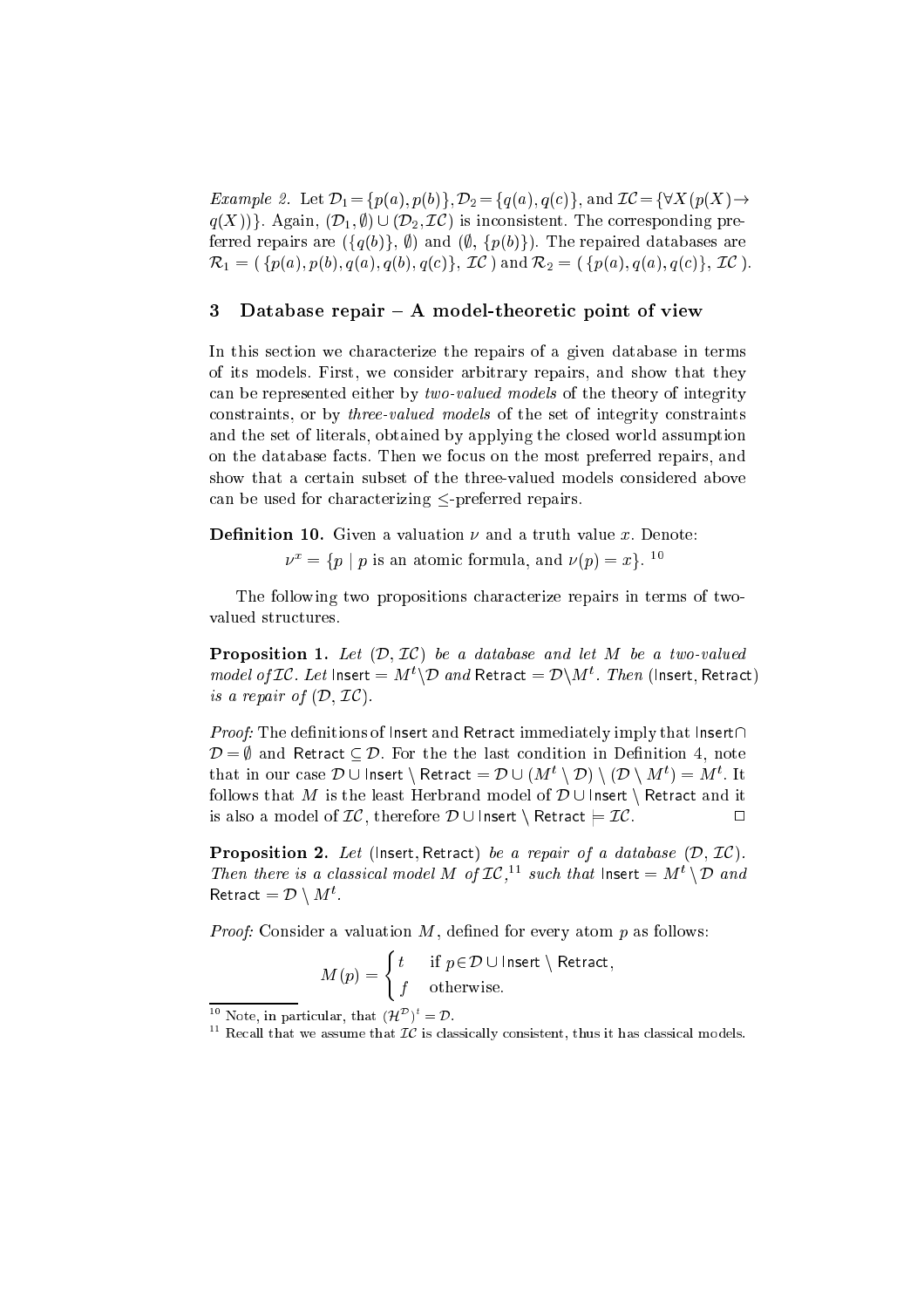*Example 2.* Let $\mathcal{D}_1 = \{p(a), p(b)\}, \mathcal{D}_2 = \{q(a), q(c)\}$, and $\mathcal{IC} = \{\forall X(p(X) \rightarrow q(X))\}$. Again, $(\mathcal{D}_1, \emptyset) \cup (\mathcal{D}_2, \mathcal{IC})$ is inconsistent. The corresponding preferred repairs are $(\{q(b)\}, \emptyset)$ and $(\emptyset, \{p(b)\})$. The repaired databases are $\mathcal{R}_1 = (\ \{p(a), p(b), q(a), q(b), q(c)\},\ \mathcal{IC}\ )$ and $\mathcal{R}_2 = (\ \{p(a), q(a), q(c)\},\ \mathcal{IC}\ )$.

## 3 Database repair – A model-theoretic point of view

In this section we characterize the repairs of a given database in terms of its models. First, we consider arbitrary repairs, and show that they can be represented either by *two-valued models* of the theory of integrity constraints, or by *three-valued models* of the set of integrity constraints and the set of literals, obtained by applying the closed world assumption on the database facts. Then we focus on the most preferred repairs, and show that a certain subset of the three-valued models considered above can be used for characterizing $\leq$-preferred repairs.

**Definition 10.** Given a valuation $\nu$ and a truth value $x$. Denote:

$$\nu^x = \{p \mid p \text{ is an atomic formula, and } \nu(p) = x\}.\ ^{10}$$

The following two propositions characterize repairs in terms of two-valued structures.

**Proposition 1.** *Let $(\mathcal{D}, \mathcal{IC})$ be a database and let $M$ be a two-valued model of $\mathcal{IC}$. Let $\mathsf{Insert} = M^t \setminus \mathcal{D}$ and $\mathsf{Retract} = \mathcal{D} \setminus M^t$. Then $(\mathsf{Insert}, \mathsf{Retract})$ is a repair of $(\mathcal{D}, \mathcal{IC})$.*

*Proof:* The definitions of $\mathsf{Insert}$ and $\mathsf{Retract}$ immediately imply that $\mathsf{Insert} \cap \mathcal{D} = \emptyset$ and $\mathsf{Retract} \subseteq \mathcal{D}$. For the the last condition in Definition 4, note that in our case $\mathcal{D} \cup \mathsf{Insert} \setminus \mathsf{Retract} = \mathcal{D} \cup (M^t \setminus \mathcal{D}) \setminus (\mathcal{D} \setminus M^t) = M^t$. It follows that $M$ is the least Herbrand model of $\mathcal{D} \cup \mathsf{Insert} \setminus \mathsf{Retract}$ and it is also a model of $\mathcal{IC}$, therefore $\mathcal{D} \cup \mathsf{Insert} \setminus \mathsf{Retract} \models \mathcal{IC}$. $\square$

**Proposition 2.** *Let $(\mathsf{Insert}, \mathsf{Retract})$ be a repair of a database $(\mathcal{D}, \mathcal{IC})$. Then there is a classical model $M$ of $\mathcal{IC}$,[11] such that $\mathsf{Insert} = M^t \setminus \mathcal{D}$ and $\mathsf{Retract} = \mathcal{D} \setminus M^t$.*

*Proof:* Consider a valuation $M$, defined for every atom $p$ as follows:

$$M(p) = \begin{cases} t & \text{if } p \in \mathcal{D} \cup \mathsf{Insert} \setminus \mathsf{Retract}, \\ f & \text{otherwise.} \end{cases}$$

[10] Note, in particular, that $(\mathcal{H}^{\mathcal{D}})^t = \mathcal{D}$.

[11] Recall that we assume that $\mathcal{IC}$ is classically consistent, thus it has classical models.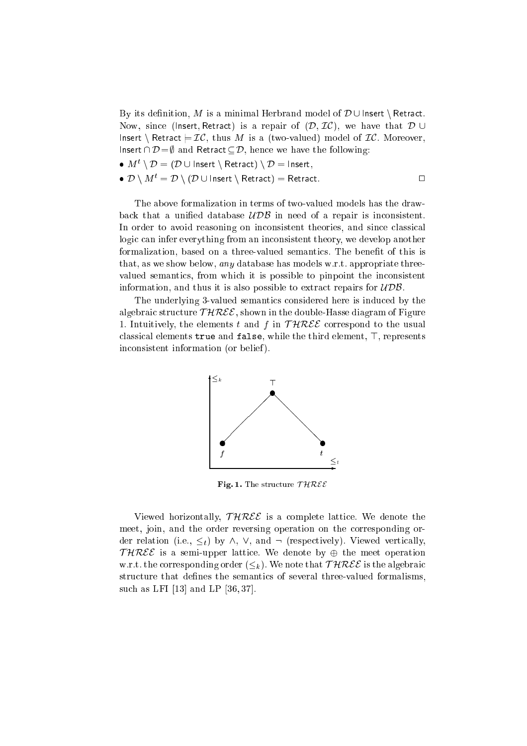By its definition, $M$ is a minimal Herbrand model of $\mathcal{D} \cup \mathsf{Insert} \setminus \mathsf{Retract}$. Now, since $(\mathsf{Insert}, \mathsf{Retract})$ is a repair of $(\mathcal{D}, \mathcal{IC})$, we have that $\mathcal{D} \cup \mathsf{Insert} \setminus \mathsf{Retract} \models \mathcal{IC}$, thus $M$ is a (two-valued) model of $\mathcal{IC}$. Moreover, $\mathsf{Insert} \cap \mathcal{D} = \emptyset$ and $\mathsf{Retract} \subseteq \mathcal{D}$, hence we have the following:

- $M^t \setminus \mathcal{D} = (\mathcal{D} \cup \mathsf{Insert} \setminus \mathsf{Retract}) \setminus \mathcal{D} = \mathsf{Insert}$,
- $\mathcal{D} \setminus M^t = \mathcal{D} \setminus (\mathcal{D} \cup \mathsf{Insert} \setminus \mathsf{Retract}) = \mathsf{Retract}$. □

The above formalization in terms of two-valued models has the drawback that a unified database $\mathcal{UDB}$ in need of a repair is inconsistent. In order to avoid reasoning on inconsistent theories, and since classical logic can infer everything from an inconsistent theory, we develop another formalization, based on a three-valued semantics. The benefit of this is that, as we show below, *any* database has models w.r.t. appropriate three-valued semantics, from which it is possible to pinpoint the inconsistent information, and thus it is also possible to extract repairs for $\mathcal{UDB}$.

The underlying 3-valued semantics considered here is induced by the algebraic structure $\mathcal{THREE}$, shown in the double-Hasse diagram of Figure 1. Intuitively, the elements $t$ and $f$ in $\mathcal{THREE}$ correspond to the usual classical elements `true` and `false`, while the third element, $\top$, represents inconsistent information (or belief).

**Fig. 1.** The structure $\mathcal{THREE}$

Viewed horizontally, $\mathcal{THREE}$ is a complete lattice. We denote the meet, join, and the order reversing operation on the corresponding order relation (i.e., $\leq_t$) by $\wedge$, $\vee$, and $\neg$ (respectively). Viewed vertically, $\mathcal{THREE}$ is a semi-upper lattice. We denote by $\oplus$ the meet operation w.r.t. the corresponding order ($\leq_k$). We note that $\mathcal{THREE}$ is the algebraic structure that defines the semantics of several three-valued formalisms, such as LFI [13] and LP [36, 37].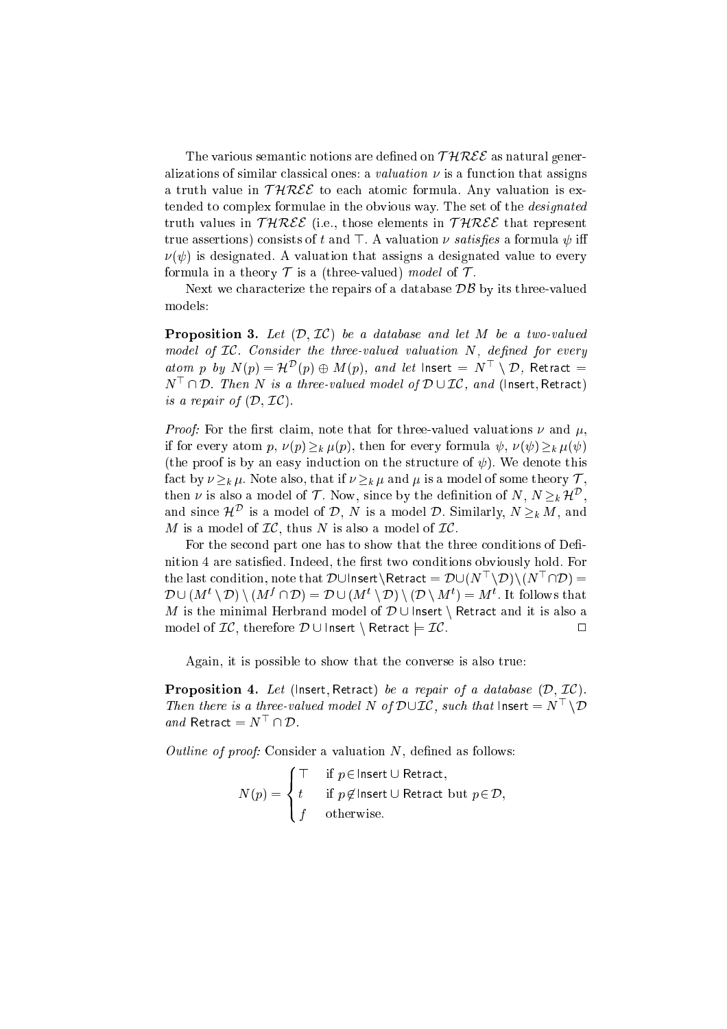The various semantic notions are defined on $\mathcal{THREE}$ as natural generalizations of similar classical ones: a *valuation* $\nu$ is a function that assigns a truth value in $\mathcal{THREE}$ to each atomic formula. Any valuation is extended to complex formulae in the obvious way. The set of the *designated* truth values in $\mathcal{THREE}$ (i.e., those elements in $\mathcal{THREE}$ that represent true assertions) consists of $t$ and $\top$. A valuation $\nu$ *satisfies* a formula $\psi$ iff $\nu(\psi)$ is designated. A valuation that assigns a designated value to every formula in a theory $\mathcal{T}$ is a (three-valued) *model* of $\mathcal{T}$.

Next we characterize the repairs of a database $\mathcal{DB}$ by its three-valued models:

**Proposition 3.** *Let $(\mathcal{D}, \mathcal{IC})$ be a database and let $M$ be a two-valued model of $\mathcal{IC}$. Consider the three-valued valuation $N$, defined for every atom $p$ by $N(p) = \mathcal{H}^{\mathcal{D}}(p) \oplus M(p)$, and let $\mathsf{Insert} = N^{\top} \setminus \mathcal{D}$, $\mathsf{Retract} = N^{\top} \cap \mathcal{D}$. Then $N$ is a three-valued model of $\mathcal{D} \cup \mathcal{IC}$, and $(\mathsf{Insert}, \mathsf{Retract})$ is a repair of $(\mathcal{D}, \mathcal{IC})$.*

*Proof:* For the first claim, note that for three-valued valuations $\nu$ and $\mu$, if for every atom $p$, $\nu(p) \geq_k \mu(p)$, then for every formula $\psi$, $\nu(\psi) \geq_k \mu(\psi)$ (the proof is by an easy induction on the structure of $\psi$). We denote this fact by $\nu \geq_k \mu$. Note also, that if $\nu \geq_k \mu$ and $\mu$ is a model of some theory $\mathcal{T}$, then $\nu$ is also a model of $\mathcal{T}$. Now, since by the definition of $N$, $N \geq_k \mathcal{H}^{\mathcal{D}}$, and since $\mathcal{H}^{\mathcal{D}}$ is a model of $\mathcal{D}$, $N$ is a model $\mathcal{D}$. Similarly, $N \geq_k M$, and $M$ is a model of $\mathcal{IC}$, thus $N$ is also a model of $\mathcal{IC}$.

For the second part one has to show that the three conditions of Definition 4 are satisfied. Indeed, the first two conditions obviously hold. For the last condition, note that $\mathcal{D} \cup \mathsf{Insert} \setminus \mathsf{Retract} = \mathcal{D} \cup (N^{\top} \setminus \mathcal{D}) \setminus (N^{\top} \cap \mathcal{D}) = \mathcal{D} \cup (M^{t} \setminus \mathcal{D}) \setminus (M^{f} \cap \mathcal{D}) = \mathcal{D} \cup (M^{t} \setminus \mathcal{D}) \setminus (\mathcal{D} \setminus M^{t}) = M^{t}$. It follows that $M$ is the minimal Herbrand model of $\mathcal{D} \cup \mathsf{Insert} \setminus \mathsf{Retract}$ and it is also a model of $\mathcal{IC}$, therefore $\mathcal{D} \cup \mathsf{Insert} \setminus \mathsf{Retract} \models \mathcal{IC}$. $\square$

Again, it is possible to show that the converse is also true:

**Proposition 4.** *Let $(\mathsf{Insert}, \mathsf{Retract})$ be a repair of a database $(\mathcal{D}, \mathcal{IC})$. Then there is a three-valued model $N$ of $\mathcal{D} \cup \mathcal{IC}$, such that $\mathsf{Insert} = N^{\top} \setminus \mathcal{D}$ and $\mathsf{Retract} = N^{\top} \cap \mathcal{D}$.*

*Outline of proof:* Consider a valuation $N$, defined as follows:

$$N(p) = \begin{cases} \top & \text{if } p \in \mathsf{Insert} \cup \mathsf{Retract}, \\ t & \text{if } p \notin \mathsf{Insert} \cup \mathsf{Retract} \text{ but } p \in \mathcal{D}, \\ f & \text{otherwise.} \end{cases}$$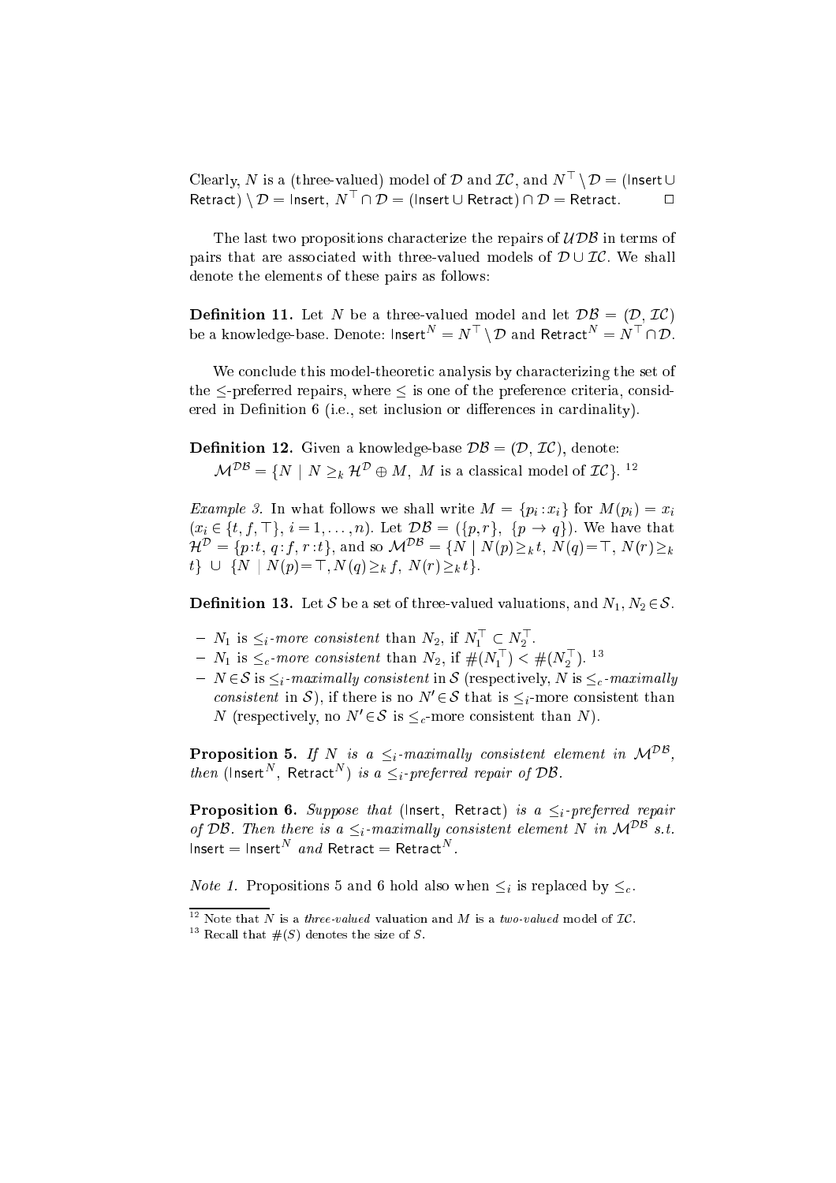Clearly, $N$ is a (three-valued) model of $\mathcal{D}$ and $\mathcal{IC}$, and $N^{\top} \setminus \mathcal{D} = (\mathsf{Insert} \cup \mathsf{Retract}) \setminus \mathcal{D} = \mathsf{Insert}$, $N^{\top} \cap \mathcal{D} = (\mathsf{Insert} \cup \mathsf{Retract}) \cap \mathcal{D} = \mathsf{Retract}$. □

The last two propositions characterize the repairs of $\mathcal{UDB}$ in terms of pairs that are associated with three-valued models of $\mathcal{D} \cup \mathcal{IC}$. We shall denote the elements of these pairs as follows:

**Definition 11.** Let $N$ be a three-valued model and let $\mathcal{DB} = (\mathcal{D}, \mathcal{IC})$ be a knowledge-base. Denote: $\mathsf{Insert}^N = N^{\top} \setminus \mathcal{D}$ and $\mathsf{Retract}^N = N^{\top} \cap \mathcal{D}$.

We conclude this model-theoretic analysis by characterizing the set of the $\leq$-preferred repairs, where $\leq$ is one of the preference criteria, considered in Definition 6 (i.e., set inclusion or differences in cardinality).

**Definition 12.** Given a knowledge-base $\mathcal{DB} = (\mathcal{D}, \mathcal{IC})$, denote:
$\mathcal{M}^{\mathcal{DB}} = \{N \mid N \geq_k \mathcal{H}^{\mathcal{D}} \oplus M,\ M \text{ is a classical model of } \mathcal{IC}\}$. [12]

*Example 3.* In what follows we shall write $M = \{p_i : x_i\}$ for $M(p_i) = x_i$ ($x_i \in \{t, f, \top\}$, $i = 1, \ldots, n$). Let $\mathcal{DB} = (\{p, r\},\ \{p \rightarrow q\})$. We have that $\mathcal{H}^{\mathcal{D}} = \{p : t,\ q : f,\ r : t\}$, and so $\mathcal{M}^{\mathcal{DB}} = \{N \mid N(p) \geq_k t,\ N(q) = \top,\ N(r) \geq_k t\} \ \cup\ \{N \mid N(p) = \top, N(q) \geq_k f,\ N(r) \geq_k t\}$.

**Definition 13.** Let $\mathcal{S}$ be a set of three-valued valuations, and $N_1, N_2 \in \mathcal{S}$.

- $N_1$ is *$\leq_i$-more consistent* than $N_2$, if $N_1^{\top} \subset N_2^{\top}$.
- $N_1$ is *$\leq_c$-more consistent* than $N_2$, if $\#(N_1^{\top}) < \#(N_2^{\top})$. [13]
- $N \in \mathcal{S}$ is *$\leq_i$-maximally consistent* in $\mathcal{S}$ (respectively, $N$ is *$\leq_c$-maximally consistent* in $\mathcal{S}$), if there is no $N' \in \mathcal{S}$ that is $\leq_i$-more consistent than $N$ (respectively, no $N' \in \mathcal{S}$ is $\leq_c$-more consistent than $N$).

**Proposition 5.** *If $N$ is a $\leq_i$-maximally consistent element in $\mathcal{M}^{\mathcal{DB}}$, then $(\mathsf{Insert}^N,\ \mathsf{Retract}^N)$ is a $\leq_i$-preferred repair of $\mathcal{DB}$.*

**Proposition 6.** *Suppose that* $(\mathsf{Insert},\ \mathsf{Retract})$ *is a $\leq_i$-preferred repair of $\mathcal{DB}$. Then there is a $\leq_i$-maximally consistent element $N$ in $\mathcal{M}^{\mathcal{DB}}$ s.t. $\mathsf{Insert} = \mathsf{Insert}^N$ and $\mathsf{Retract} = \mathsf{Retract}^N$.*

*Note 1.* Propositions 5 and 6 hold also when $\leq_i$ is replaced by $\leq_c$.

---

[12] Note that $N$ is a *three-valued* valuation and $M$ is a *two-valued* model of $\mathcal{IC}$.

[13] Recall that $\#(S)$ denotes the size of $S$.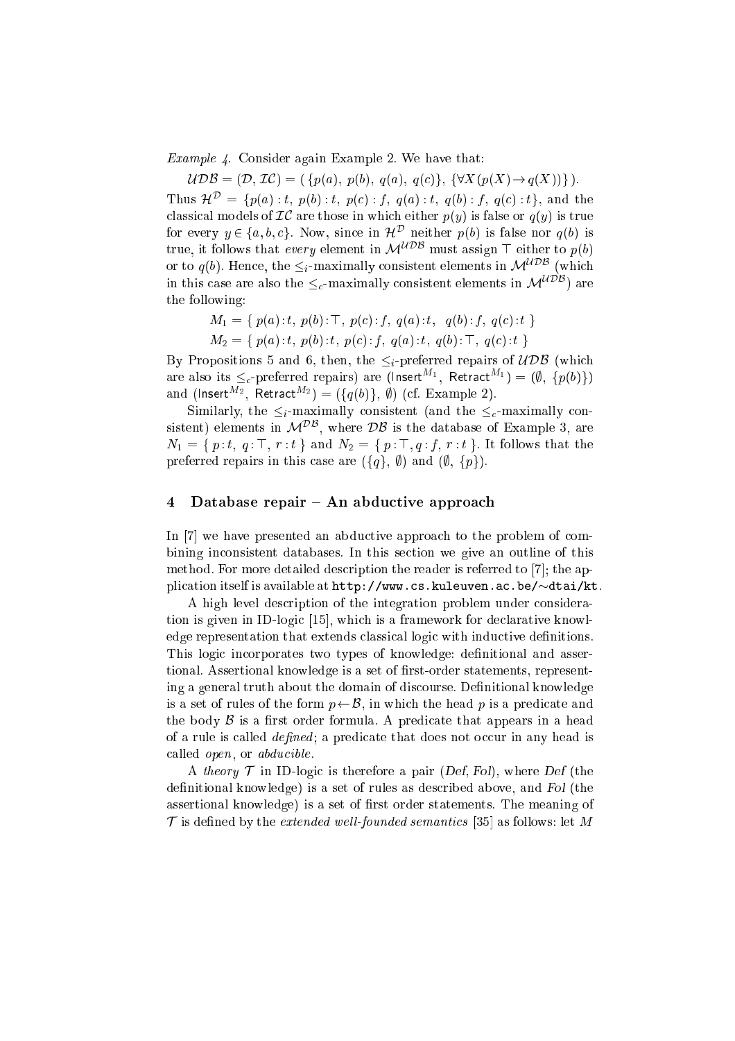*Example 4.* Consider again Example 2. We have that:

$\mathcal{UDB} = (\mathcal{D}, \mathcal{IC}) = (\{p(a),\ p(b),\ q(a),\ q(c)\},\ \{\forall X(p(X) \rightarrow q(X))\})$.

Thus $\mathcal{H}^{\mathcal{D}} = \{p(a):t,\ p(b):t,\ p(c):f,\ q(a):t,\ q(b):f,\ q(c):t\}$, and the classical models of $\mathcal{IC}$ are those in which either $p(y)$ is false or $q(y)$ is true for every $y \in \{a, b, c\}$. Now, since in $\mathcal{H}^{\mathcal{D}}$ neither $p(b)$ is false nor $q(b)$ is true, it follows that *every* element in $\mathcal{M}^{\mathcal{UDB}}$ must assign $\top$ either to $p(b)$ or to $q(b)$. Hence, the $\leq_i$-maximally consistent elements in $\mathcal{M}^{\mathcal{UDB}}$ (which in this case are also the $\leq_c$-maximally consistent elements in $\mathcal{M}^{\mathcal{UDB}}$) are the following:

$$M_1 = \{\ p(a):t,\ p(b):\top,\ p(c):f,\ q(a):t,\ \ q(b):f,\ q(c):t\ \}$$

$$M_2 = \{\ p(a):t,\ p(b):t,\ p(c):f,\ q(a):t,\ q(b):\top,\ q(c):t\ \}$$

By Propositions 5 and 6, then, the $\leq_i$-preferred repairs of $\mathcal{UDB}$ (which are also its $\leq_c$-preferred repairs) are $(\mathsf{Insert}^{M_1},\ \mathsf{Retract}^{M_1}) = (\emptyset,\ \{p(b)\})$ and $(\mathsf{Insert}^{M_2},\ \mathsf{Retract}^{M_2}) = (\{q(b)\},\ \emptyset)$ (cf. Example 2).

Similarly, the $\leq_i$-maximally consistent (and the $\leq_c$-maximally consistent) elements in $\mathcal{M}^{\mathcal{DB}}$, where $\mathcal{DB}$ is the database of Example 3, are $N_1 = \{\ p:t,\ q:\top,\ r:t\ \}$ and $N_2 = \{\ p:\top, q:f,\ r:t\ \}$. It follows that the preferred repairs in this case are $(\{q\},\ \emptyset)$ and $(\emptyset,\ \{p\})$.

## 4 Database repair – An abductive approach

In [7] we have presented an abductive approach to the problem of combining inconsistent databases. In this section we give an outline of this method. For more detailed description the reader is referred to [7]; the application itself is available at `http://www.cs.kuleuven.ac.be/~dtai/kt`.

A high level description of the integration problem under consideration is given in ID-logic [15], which is a framework for declarative knowledge representation that extends classical logic with inductive definitions. This logic incorporates two types of knowledge: definitional and assertional. Assertional knowledge is a set of first-order statements, representing a general truth about the domain of discourse. Definitional knowledge is a set of rules of the form $p \leftarrow \mathcal{B}$, in which the head $p$ is a predicate and the body $\mathcal{B}$ is a first order formula. A predicate that appears in a head of a rule is called *defined*; a predicate that does not occur in any head is called *open*, or *abducible*.

A *theory* $\mathcal{T}$ in ID-logic is therefore a pair (*Def*, *Fol*), where *Def* (the definitional knowledge) is a set of rules as described above, and *Fol* (the assertional knowledge) is a set of first order statements. The meaning of $\mathcal{T}$ is defined by the *extended well-founded semantics* [35] as follows: let $M$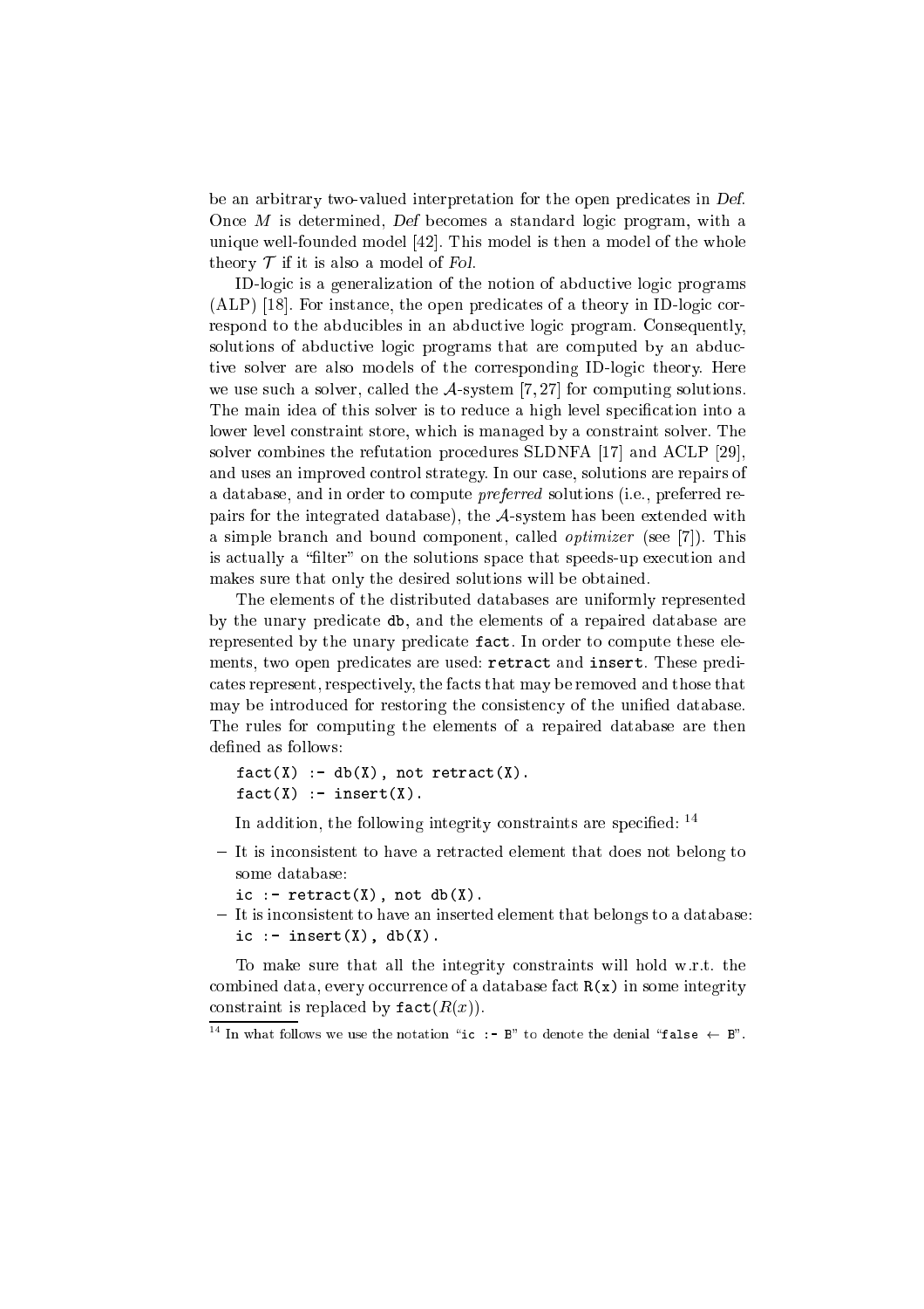be an arbitrary two-valued interpretation for the open predicates in *Def*. Once $M$ is determined, *Def* becomes a standard logic program, with a unique well-founded model [42]. This model is then a model of the whole theory $\mathcal{T}$ if it is also a model of *Fol*.

ID-logic is a generalization of the notion of abductive logic programs (ALP) [18]. For instance, the open predicates of a theory in ID-logic correspond to the abducibles in an abductive logic program. Consequently, solutions of abductive logic programs that are computed by an abductive solver are also models of the corresponding ID-logic theory. Here we use such a solver, called the $\mathcal{A}$-system [7, 27] for computing solutions. The main idea of this solver is to reduce a high level specification into a lower level constraint store, which is managed by a constraint solver. The solver combines the refutation procedures SLDNFA [17] and ACLP [29], and uses an improved control strategy. In our case, solutions are repairs of a database, and in order to compute *preferred* solutions (i.e., preferred repairs for the integrated database), the $\mathcal{A}$-system has been extended with a simple branch and bound component, called *optimizer* (see [7]). This is actually a "filter" on the solutions space that speeds-up execution and makes sure that only the desired solutions will be obtained.

The elements of the distributed databases are uniformly represented by the unary predicate `db`, and the elements of a repaired database are represented by the unary predicate `fact`. In order to compute these elements, two open predicates are used: `retract` and `insert`. These predicates represent, respectively, the facts that may be removed and those that may be introduced for restoring the consistency of the unified database. The rules for computing the elements of a repaired database are then defined as follows:

```
fact(X) :- db(X), not retract(X).
fact(X) :- insert(X).
```

In addition, the following integrity constraints are specified: [14]

- It is inconsistent to have a retracted element that does not belong to some database:
  `ic :- retract(X), not db(X).`
- It is inconsistent to have an inserted element that belongs to a database:
  `ic :- insert(X), db(X).`

To make sure that all the integrity constraints will hold w.r.t. the combined data, every occurrence of a database fact `R(x)` in some integrity constraint is replaced by `fact`$(R(x))$.

[14] In what follows we use the notation "`ic :- B`" to denote the denial "`false` $\leftarrow$ `B`".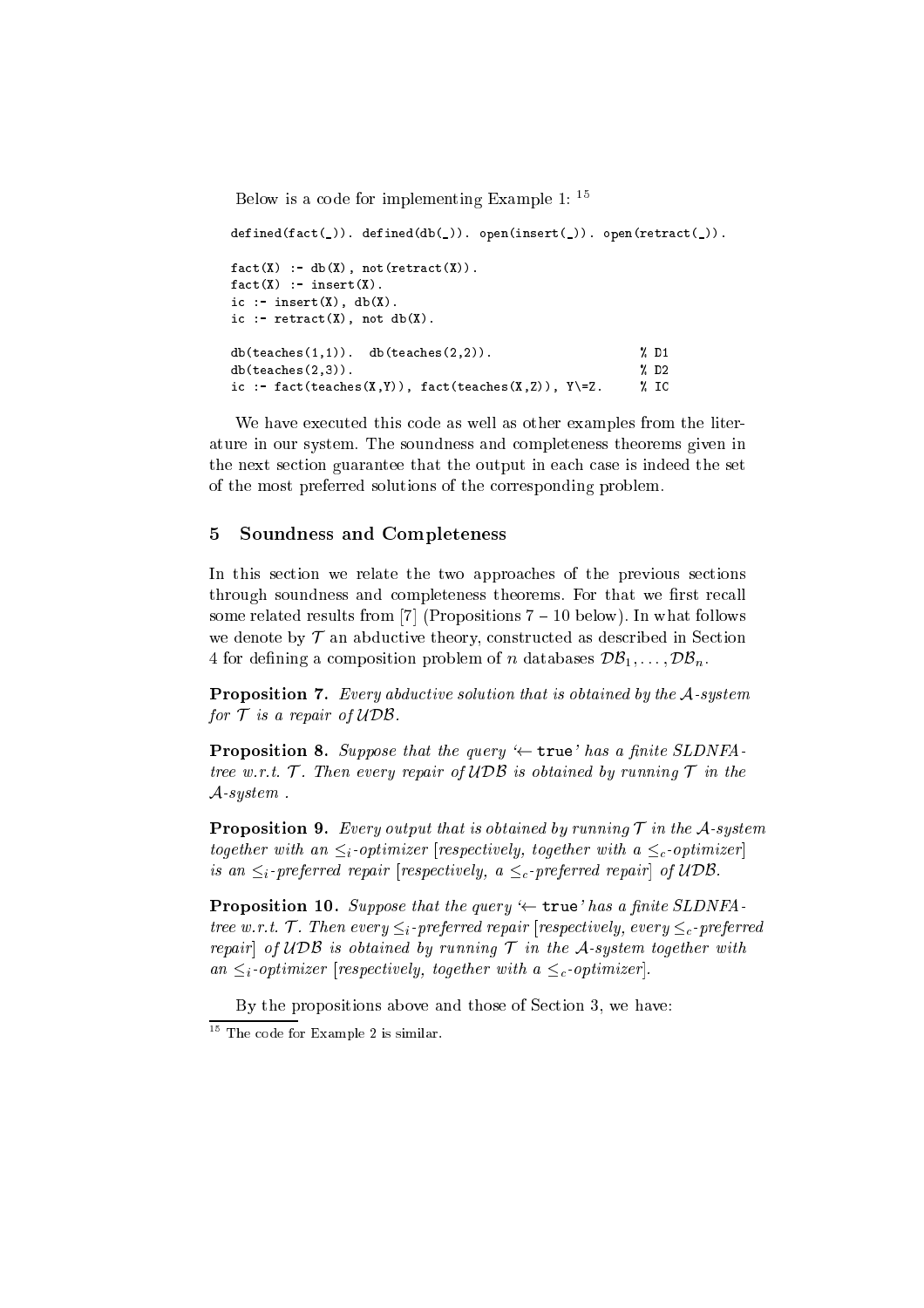Below is a code for implementing Example 1: [15]

```
defined(fact(_)). defined(db(_)). open(insert(_)). open(retract(_)).

fact(X) :- db(X), not(retract(X)).
fact(X) :- insert(X).
ic :- insert(X), db(X).
ic :- retract(X), not db(X).

db(teaches(1,1)).  db(teaches(2,2)).                    % D1
db(teaches(2,3)).                                       % D2
ic :- fact(teaches(X,Y)), fact(teaches(X,Z)), Y\=Z.     % IC
```

We have executed this code as well as other examples from the literature in our system. The soundness and completeness theorems given in the next section guarantee that the output in each case is indeed the set of the most preferred solutions of the corresponding problem.

## 5 Soundness and Completeness

In this section we relate the two approaches of the previous sections through soundness and completeness theorems. For that we first recall some related results from [7] (Propositions 7 – 10 below). In what follows we denote by $\mathcal{T}$ an abductive theory, constructed as described in Section 4 for defining a composition problem of $n$ databases $\mathcal{DB}_1, \ldots, \mathcal{DB}_n$.

**Proposition 7.** *Every abductive solution that is obtained by the $\mathcal{A}$-system for $\mathcal{T}$ is a repair of $\mathcal{UDB}$.*

**Proposition 8.** *Suppose that the query '$\leftarrow$ `true`' has a finite SLDNFA-tree w.r.t. $\mathcal{T}$. Then every repair of $\mathcal{UDB}$ is obtained by running $\mathcal{T}$ in the $\mathcal{A}$-system .*

**Proposition 9.** *Every output that is obtained by running $\mathcal{T}$ in the $\mathcal{A}$-system together with an $\leq_i$-optimizer [respectively, together with a $\leq_c$-optimizer] is an $\leq_i$-preferred repair [respectively, a $\leq_c$-preferred repair] of $\mathcal{UDB}$.*

**Proposition 10.** *Suppose that the query '$\leftarrow$ `true`' has a finite SLDNFA-tree w.r.t. $\mathcal{T}$. Then every $\leq_i$-preferred repair [respectively, every $\leq_c$-preferred repair] of $\mathcal{UDB}$ is obtained by running $\mathcal{T}$ in the $\mathcal{A}$-system together with an $\leq_i$-optimizer [respectively, together with a $\leq_c$-optimizer].*

By the propositions above and those of Section 3, we have:

[15] The code for Example 2 is similar.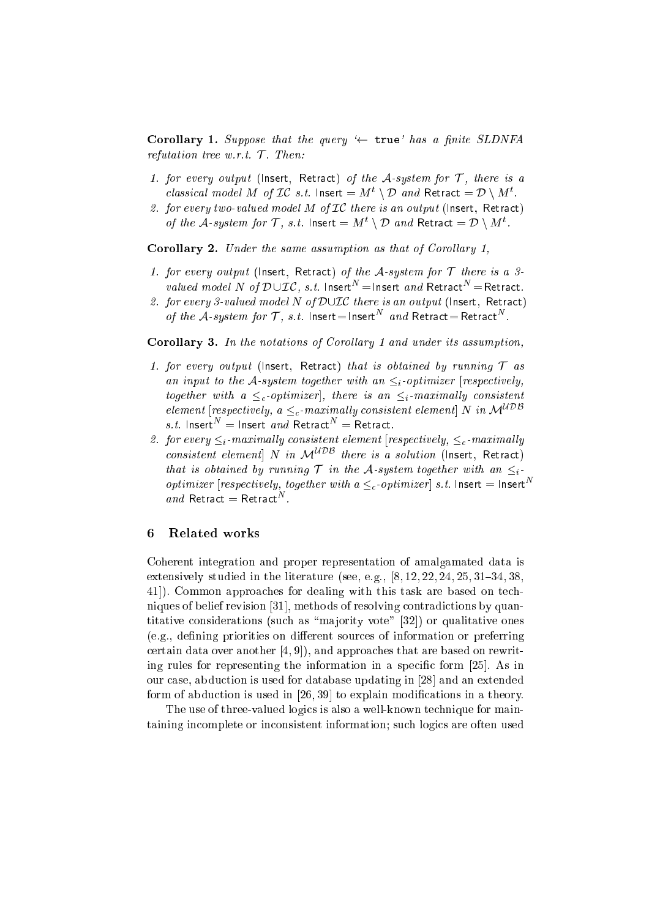**Corollary 1.** *Suppose that the query '$\leftarrow$ true' has a finite SLDNFA refutation tree w.r.t. $\mathcal{T}$. Then:*

1. *for every output* (Insert, Retract) *of the $\mathcal{A}$-system for $\mathcal{T}$, there is a classical model $M$ of $\mathcal{IC}$ s.t.* $\mathsf{Insert} = M^t \setminus \mathcal{D}$ *and* $\mathsf{Retract} = \mathcal{D} \setminus M^t$.
2. *for every two-valued model $M$ of $\mathcal{IC}$ there is an output* (Insert, Retract) *of the $\mathcal{A}$-system for $\mathcal{T}$, s.t.* $\mathsf{Insert} = M^t \setminus \mathcal{D}$ *and* $\mathsf{Retract} = \mathcal{D} \setminus M^t$.

**Corollary 2.** *Under the same assumption as that of Corollary 1,*

1. *for every output* (Insert, Retract) *of the $\mathcal{A}$-system for $\mathcal{T}$ there is a 3-valued model $N$ of $\mathcal{D} \cup \mathcal{IC}$, s.t.* $\mathsf{Insert}^N = \mathsf{Insert}$ *and* $\mathsf{Retract}^N = \mathsf{Retract}$.
2. *for every 3-valued model $N$ of $\mathcal{D} \cup \mathcal{IC}$ there is an output* (Insert, Retract) *of the $\mathcal{A}$-system for $\mathcal{T}$, s.t.* $\mathsf{Insert} = \mathsf{Insert}^N$ *and* $\mathsf{Retract} = \mathsf{Retract}^N$.

**Corollary 3.** *In the notations of Corollary 1 and under its assumption,*

1. *for every output* (Insert, Retract) *that is obtained by running $\mathcal{T}$ as an input to the $\mathcal{A}$-system together with an $\leq_i$-optimizer [respectively, together with a $\leq_c$-optimizer], there is an $\leq_i$-maximally consistent element [respectively, a $\leq_c$-maximally consistent element] $N$ in $\mathcal{M}^{\mathcal{UDB}}$ s.t.* $\mathsf{Insert}^N = \mathsf{Insert}$ *and* $\mathsf{Retract}^N = \mathsf{Retract}$.
2. *for every $\leq_i$-maximally consistent element [respectively, $\leq_c$-maximally consistent element] $N$ in $\mathcal{M}^{\mathcal{UDB}}$ there is a solution* (Insert, Retract) *that is obtained by running $\mathcal{T}$ in the $\mathcal{A}$-system together with an $\leq_i$-optimizer [respectively, together with a $\leq_c$-optimizer] s.t.* $\mathsf{Insert} = \mathsf{Insert}^N$ *and* $\mathsf{Retract} = \mathsf{Retract}^N$.

## 6 Related works

Coherent integration and proper representation of amalgamated data is extensively studied in the literature (see, e.g., [8, 12, 22, 24, 25, 31–34, 38, 41]). Common approaches for dealing with this task are based on techniques of belief revision [31], methods of resolving contradictions by quantitative considerations (such as "majority vote" [32]) or qualitative ones (e.g., defining priorities on different sources of information or preferring certain data over another [4, 9]), and approaches that are based on rewriting rules for representing the information in a specific form [25]. As in our case, abduction is used for database updating in [28] and an extended form of abduction is used in [26, 39] to explain modifications in a theory.

The use of three-valued logics is also a well-known technique for maintaining incomplete or inconsistent information; such logics are often used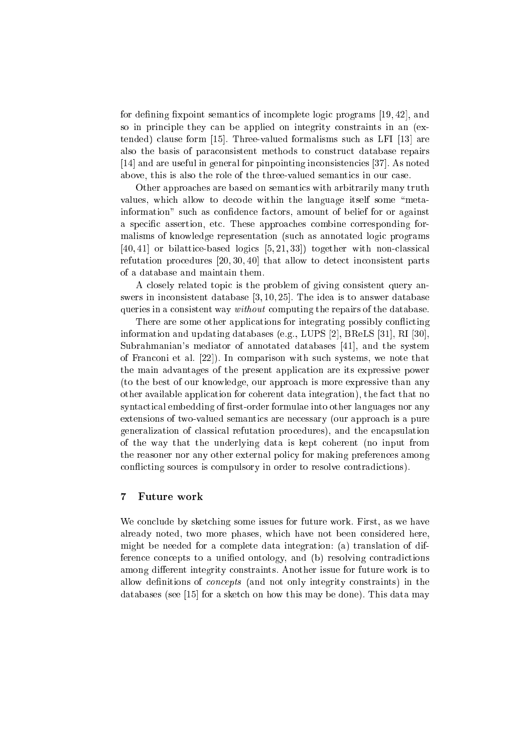for defining fixpoint semantics of incomplete logic programs [19, 42], and so in principle they can be applied on integrity constraints in an (extended) clause form [15]. Three-valued formalisms such as LFI [13] are also the basis of paraconsistent methods to construct database repairs [14] and are useful in general for pinpointing inconsistencies [37]. As noted above, this is also the role of the three-valued semantics in our case.

Other approaches are based on semantics with arbitrarily many truth values, which allow to decode within the language itself some "meta-information" such as confidence factors, amount of belief for or against a specific assertion, etc. These approaches combine corresponding formalisms of knowledge representation (such as annotated logic programs [40, 41] or bilattice-based logics [5, 21, 33]) together with non-classical refutation procedures [20, 30, 40] that allow to detect inconsistent parts of a database and maintain them.

A closely related topic is the problem of giving consistent query answers in inconsistent database [3, 10, 25]. The idea is to answer database queries in a consistent way *without* computing the repairs of the database.

There are some other applications for integrating possibly conflicting information and updating databases (e.g., LUPS [2], BReLS [31], RI [30], Subrahmanian's mediator of annotated databases [41], and the system of Franconi et al. [22]). In comparison with such systems, we note that the main advantages of the present application are its expressive power (to the best of our knowledge, our approach is more expressive than any other available application for coherent data integration), the fact that no syntactical embedding of first-order formulae into other languages nor any extensions of two-valued semantics are necessary (our approach is a pure generalization of classical refutation procedures), and the encapsulation of the way that the underlying data is kept coherent (no input from the reasoner nor any other external policy for making preferences among conflicting sources is compulsory in order to resolve contradictions).

## 7 Future work

We conclude by sketching some issues for future work. First, as we have already noted, two more phases, which have not been considered here, might be needed for a complete data integration: (a) translation of difference concepts to a unified ontology, and (b) resolving contradictions among different integrity constraints. Another issue for future work is to allow definitions of *concepts* (and not only integrity constraints) in the databases (see [15] for a sketch on how this may be done). This data may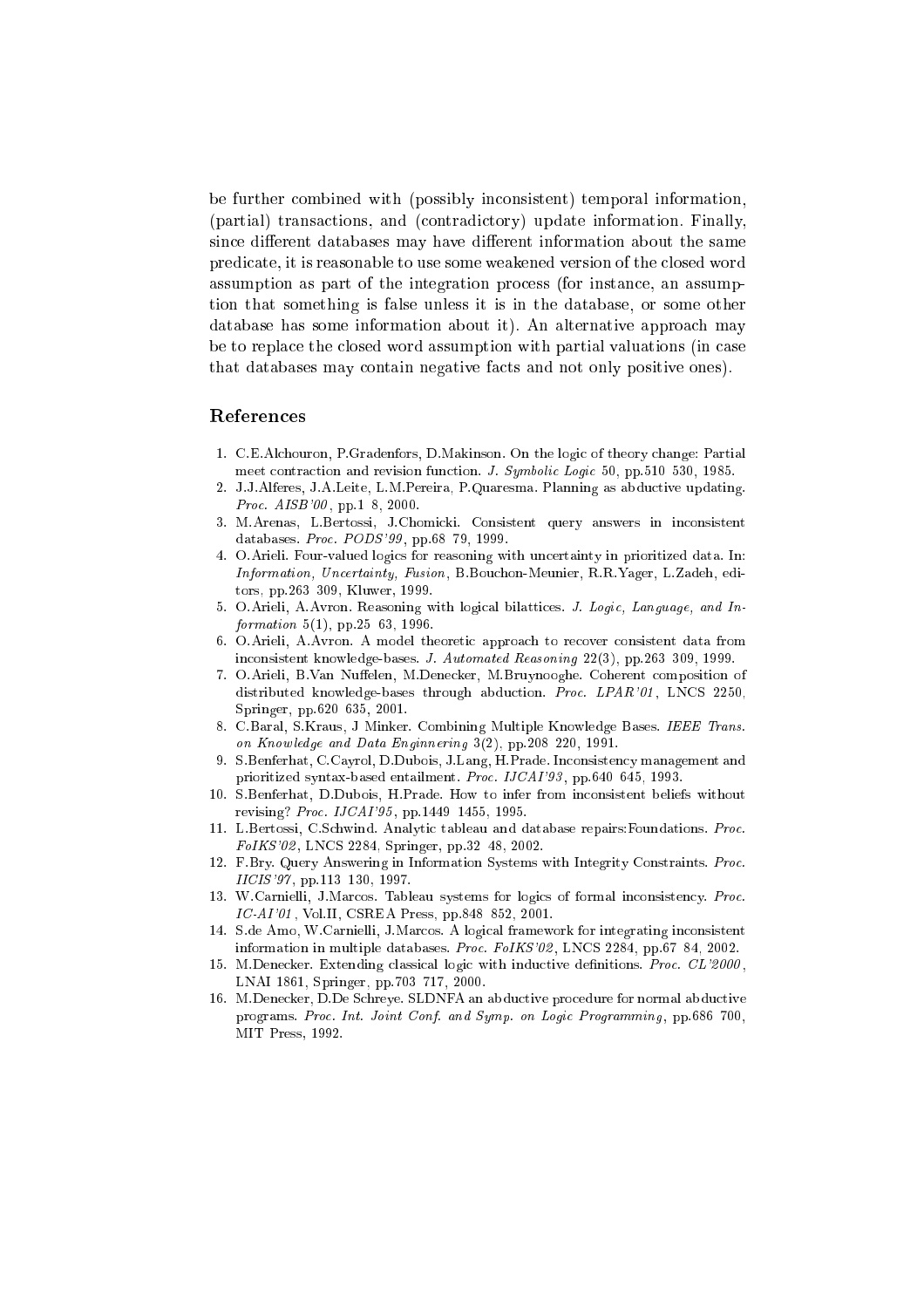be further combined with (possibly inconsistent) temporal information, (partial) transactions, and (contradictory) update information. Finally, since different databases may have different information about the same predicate, it is reasonable to use some weakened version of the closed word assumption as part of the integration process (for instance, an assumption that something is false unless it is in the database, or some other database has some information about it). An alternative approach may be to replace the closed word assumption with partial valuations (in case that databases may contain negative facts and not only positive ones).

## References

1. C.E.Alchouron, P.Gradenfors, D.Makinson. On the logic of theory change: Partial meet contraction and revision function. *J. Symbolic Logic* 50, pp.510 530, 1985.
2. J.J.Alferes, J.A.Leite, L.M.Pereira, P.Quaresma. Planning as abductive updating. *Proc. AISB'00*, pp.1 8, 2000.
3. M.Arenas, L.Bertossi, J.Chomicki. Consistent query answers in inconsistent databases. *Proc. PODS'99*, pp.68 79, 1999.
4. O.Arieli. Four-valued logics for reasoning with uncertainty in prioritized data. In: *Information, Uncertainty, Fusion*, B.Bouchon-Meunier, R.R.Yager, L.Zadeh, editors, pp.263 309, Kluwer, 1999.
5. O.Arieli, A.Avron. Reasoning with logical bilattices. *J. Logic, Language, and Information* 5(1), pp.25 63, 1996.
6. O.Arieli, A.Avron. A model theoretic approach to recover consistent data from inconsistent knowledge-bases. *J. Automated Reasoning* 22(3), pp.263 309, 1999.
7. O.Arieli, B.Van Nuffelen, M.Denecker, M.Bruynooghe. Coherent composition of distributed knowledge-bases through abduction. *Proc. LPAR'01*, LNCS 2250, Springer, pp.620 635, 2001.
8. C.Baral, S.Kraus, J Minker. Combining Multiple Knowledge Bases. *IEEE Trans. on Knowledge and Data Enginnering* 3(2), pp.208 220, 1991.
9. S.Benferhat, C.Cayrol, D.Dubois, J.Lang, H.Prade. Inconsistency management and prioritized syntax-based entailment. *Proc. IJCAI'93*, pp.640 645, 1993.
10. S.Benferhat, D.Dubois, H.Prade. How to infer from inconsistent beliefs without revising? *Proc. IJCAI'95*, pp.1449 1455, 1995.
11. L.Bertossi, C.Schwind. Analytic tableau and database repairs:Foundations. *Proc. FoIKS'02*, LNCS 2284, Springer, pp.32 48, 2002.
12. F.Bry. Query Answering in Information Systems with Integrity Constraints. *Proc. IICIS'97*, pp.113 130, 1997.
13. W.Carnielli, J.Marcos. Tableau systems for logics of formal inconsistency. *Proc. IC-AI'01*, Vol.II, CSREA Press, pp.848 852, 2001.
14. S.de Amo, W.Carnielli, J.Marcos. A logical framework for integrating inconsistent information in multiple databases. *Proc. FoIKS'02*, LNCS 2284, pp.67 84, 2002.
15. M.Denecker. Extending classical logic with inductive definitions. *Proc. CL'2000*, LNAI 1861, Springer, pp.703 717, 2000.
16. M.Denecker, D.De Schreye. SLDNFA an abductive procedure for normal abductive programs. *Proc. Int. Joint Conf. and Symp. on Logic Programming*, pp.686 700, MIT Press, 1992.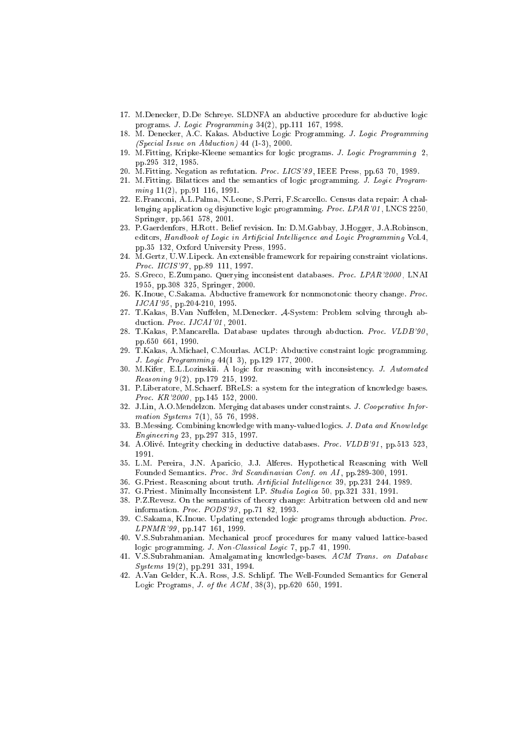17. M.Denecker, D.De Schreye. SLDNFA an abductive procedure for abductive logic programs. *J. Logic Programming* 34(2), pp.111 167, 1998.
18. M. Denecker, A.C. Kakas. Abductive Logic Programming. *J. Logic Programming (Special Issue on Abduction)* 44 (1-3), 2000.
19. M.Fitting, Kripke-Kleene semantics for logic programs. *J. Logic Programming* 2, pp.295 312, 1985.
20. M.Fitting. Negation as refutation. *Proc. LICS'89*, IEEE Press, pp.63 70, 1989.
21. M.Fitting. Bilattices and the semantics of logic programming. *J. Logic Programming* 11(2), pp.91 116, 1991.
22. E.Franconi, A.L.Palma, N.Leone, S.Perri, F.Scarcello. Census data repair: A challenging application og disjunctive logic programming. *Proc. LPAR'01*, LNCS 2250, Springer, pp.561 578, 2001.
23. P.Gaerdenfors, H.Rott. Belief revision. In: D.M.Gabbay, J.Hogger, J.A.Robinson, editors, *Handbook of Logic in Artificial Intelligence and Logic Programming* Vol.4, pp.35 132, Oxford University Press, 1995.
24. M.Gertz, U.W.Lipeck. An extensible framework for repairing constraint violations. *Proc. IICIS'97*, pp.89 111, 1997.
25. S.Greco, E.Zumpano. Querying inconsistent databases. *Proc. LPAR'2000*, LNAI 1955, pp.308 325, Springer, 2000.
26. K.Inoue, C.Sakama. Abductive framework for nonmonotonic theory change. *Proc. IJCAI'95*, pp.204-210, 1995.
27. T.Kakas, B.Van Nuffelen, M.Denecker. $\mathcal{A}$-System: Problem solving through abduction. *Proc. IJCAI'01*, 2001.
28. T.Kakas, P.Mancarella. Database updates through abduction. *Proc. VLDB'90*, pp.650 661, 1990.
29. T.Kakas, A.Michael, C.Mourlas. ACLP: Abductive constraint logic programming. *J. Logic Programming* 44(1 3), pp.129 177, 2000.
30. M.Kifer, E.L.Lozinskii. A logic for reasoning with inconsistency. *J. Automated Reasoning* 9(2), pp.179 215, 1992.
31. P.Liberatore, M.Schaerf. BReLS: a system for the integration of knowledge bases. *Proc. KR'2000*, pp.145 152, 2000.
32. J.Lin, A.O.Mendelzon. Merging databases under constraints. *J. Cooperative Information Systems* 7(1), 55 76, 1998.
33. B.Messing. Combining knowledge with many-valued logics. *J. Data and Knowledge Engineering* 23, pp.297 315, 1997.
34. A.Olivé. Integrity checking in deductive databases. *Proc. VLDB'91*, pp.513 523, 1991.
35. L.M. Pereira, J.N. Aparicio, J.J. Alferes. Hypothetical Reasoning with Well Founded Semantics. *Proc. 3rd Scandinavian Conf. on AI*, pp.289-300, 1991.
36. G.Priest. Reasoning about truth. *Artificial Intelligence* 39, pp.231 244, 1989.
37. G.Priest. Minimally Inconsistent LP. *Studia Logica* 50, pp.321 331, 1991.
38. P.Z.Revesz. On the semantics of theory change: Arbitration between old and new information. *Proc. PODS'93*, pp.71 82, 1993.
39. C.Sakama, K.Inoue. Updating extended logic programs through abduction. *Proc. LPNMR'99*, pp.147 161, 1999.
40. V.S.Subrahmanian. Mechanical proof procedures for many valued lattice-based logic programming. *J. Non-Classical Logic* 7, pp.7 41, 1990.
41. V.S.Subrahmanian. Amalgamating knowledge-bases. *ACM Trans. on Database Systems* 19(2), pp.291 331, 1994.
42. A.Van Gelder, K.A. Ross, J.S. Schlipf. The Well-Founded Semantics for General Logic Programs, *J. of the ACM*, 38(3), pp.620 650, 1991.